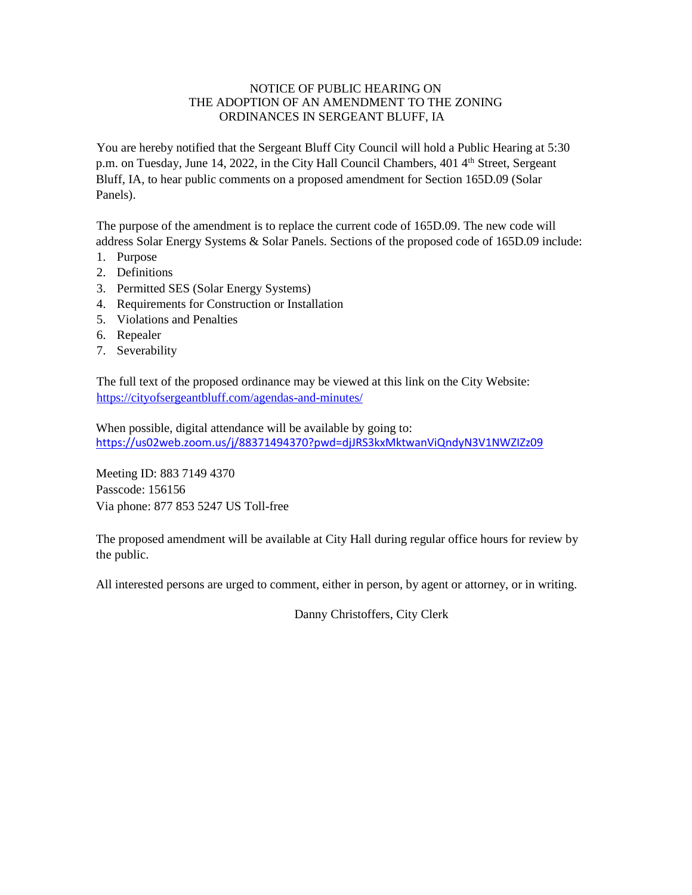# NOTICE OF PUBLIC HEARING ON THE ADOPTION OF AN AMENDMENT TO THE ZONING ORDINANCES IN SERGEANT BLUFF, IA

You are hereby notified that the Sergeant Bluff City Council will hold a Public Hearing at 5:30 p.m. on Tuesday, June 14, 2022, in the City Hall Council Chambers, 401 4th Street, Sergeant Bluff, IA, to hear public comments on a proposed amendment for Section 165D.09 (Solar Panels).

The purpose of the amendment is to replace the current code of 165D.09. The new code will address Solar Energy Systems & Solar Panels. Sections of the proposed code of 165D.09 include:

1. Purpose
2. Definitions
3. Permitted SES (Solar Energy Systems)
4. Requirements for Construction or Installation
5. Violations and Penalties
6. Repealer
7. Severability

The full text of the proposed ordinance may be viewed at this link on the City Website: https://cityofsergeantbluff.com/agendas-and-minutes/

When possible, digital attendance will be available by going to: https://us02web.zoom.us/j/88371494370?pwd=djJRS3kxMktwanViQndyN3V1NWZIZz09

Meeting ID: 883 7149 4370
Passcode: 156156
Via phone: 877 853 5247 US Toll-free

The proposed amendment will be available at City Hall during regular office hours for review by the public.

All interested persons are urged to comment, either in person, by agent or attorney, or in writing.

Danny Christoffers, City Clerk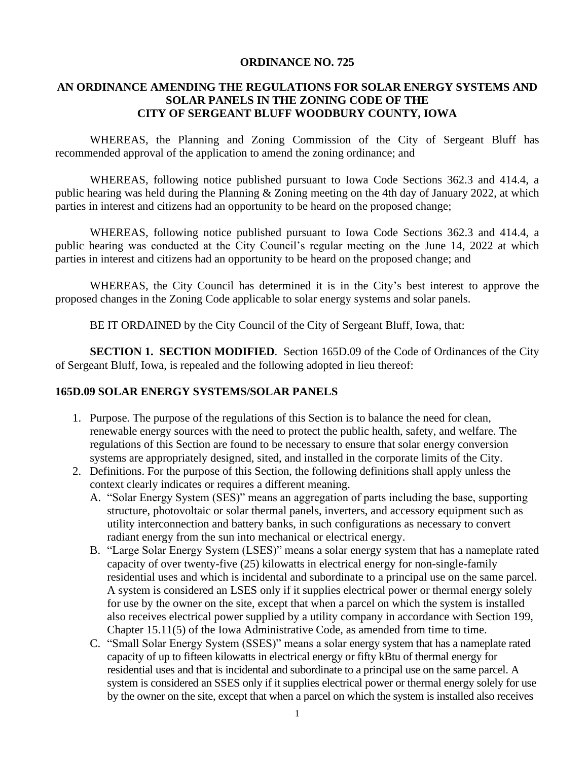**ORDINANCE NO. 725**

**AN ORDINANCE AMENDING THE REGULATIONS FOR SOLAR ENERGY SYSTEMS AND SOLAR PANELS IN THE ZONING CODE OF THE CITY OF SERGEANT BLUFF WOODBURY COUNTY, IOWA**

WHEREAS, the Planning and Zoning Commission of the City of Sergeant Bluff has recommended approval of the application to amend the zoning ordinance; and

WHEREAS, following notice published pursuant to Iowa Code Sections 362.3 and 414.4, a public hearing was held during the Planning & Zoning meeting on the 4th day of January 2022, at which parties in interest and citizens had an opportunity to be heard on the proposed change;

WHEREAS, following notice published pursuant to Iowa Code Sections 362.3 and 414.4, a public hearing was conducted at the City Council's regular meeting on the June 14, 2022 at which parties in interest and citizens had an opportunity to be heard on the proposed change; and

WHEREAS, the City Council has determined it is in the City's best interest to approve the proposed changes in the Zoning Code applicable to solar energy systems and solar panels.

BE IT ORDAINED by the City Council of the City of Sergeant Bluff, Iowa, that:

**SECTION 1. SECTION MODIFIED**. Section 165D.09 of the Code of Ordinances of the City of Sergeant Bluff, Iowa, is repealed and the following adopted in lieu thereof:

**165D.09 SOLAR ENERGY SYSTEMS/SOLAR PANELS**

1. Purpose. The purpose of the regulations of this Section is to balance the need for clean, renewable energy sources with the need to protect the public health, safety, and welfare. The regulations of this Section are found to be necessary to ensure that solar energy conversion systems are appropriately designed, sited, and installed in the corporate limits of the City.
2. Definitions. For the purpose of this Section, the following definitions shall apply unless the context clearly indicates or requires a different meaning.
   A. "Solar Energy System (SES)" means an aggregation of parts including the base, supporting structure, photovoltaic or solar thermal panels, inverters, and accessory equipment such as utility interconnection and battery banks, in such configurations as necessary to convert radiant energy from the sun into mechanical or electrical energy.
   B. "Large Solar Energy System (LSES)" means a solar energy system that has a nameplate rated capacity of over twenty-five (25) kilowatts in electrical energy for non-single-family residential uses and which is incidental and subordinate to a principal use on the same parcel. A system is considered an LSES only if it supplies electrical power or thermal energy solely for use by the owner on the site, except that when a parcel on which the system is installed also receives electrical power supplied by a utility company in accordance with Section 199, Chapter 15.11(5) of the Iowa Administrative Code, as amended from time to time.
   C. "Small Solar Energy System (SSES)" means a solar energy system that has a nameplate rated capacity of up to fifteen kilowatts in electrical energy or fifty kBtu of thermal energy for residential uses and that is incidental and subordinate to a principal use on the same parcel. A system is considered an SSES only if it supplies electrical power or thermal energy solely for use by the owner on the site, except that when a parcel on which the system is installed also receives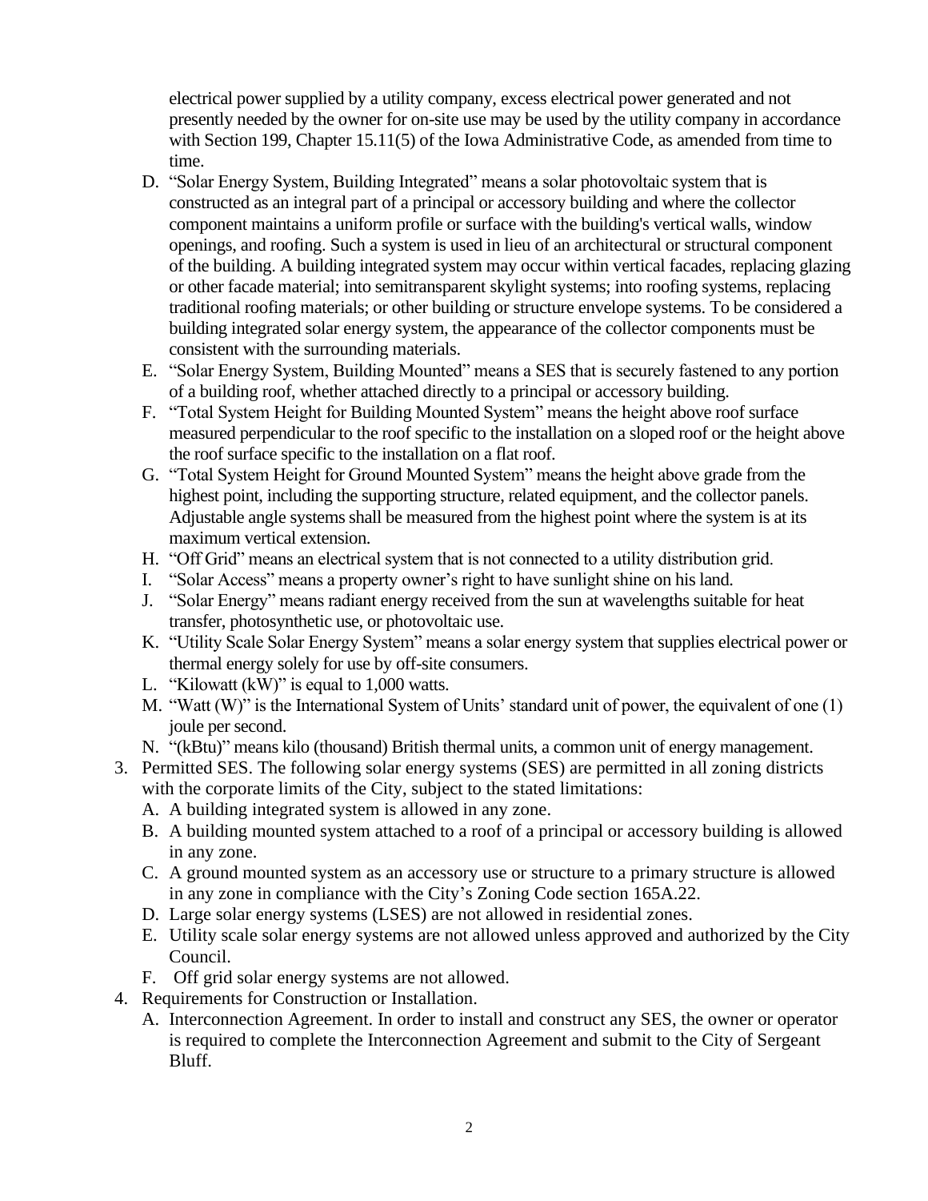electrical power supplied by a utility company, excess electrical power generated and not presently needed by the owner for on-site use may be used by the utility company in accordance with Section 199, Chapter 15.11(5) of the Iowa Administrative Code, as amended from time to time.

D. "Solar Energy System, Building Integrated" means a solar photovoltaic system that is constructed as an integral part of a principal or accessory building and where the collector component maintains a uniform profile or surface with the building's vertical walls, window openings, and roofing. Such a system is used in lieu of an architectural or structural component of the building. A building integrated system may occur within vertical facades, replacing glazing or other facade material; into semitransparent skylight systems; into roofing systems, replacing traditional roofing materials; or other building or structure envelope systems. To be considered a building integrated solar energy system, the appearance of the collector components must be consistent with the surrounding materials.

E. "Solar Energy System, Building Mounted" means a SES that is securely fastened to any portion of a building roof, whether attached directly to a principal or accessory building.

F. "Total System Height for Building Mounted System" means the height above roof surface measured perpendicular to the roof specific to the installation on a sloped roof or the height above the roof surface specific to the installation on a flat roof.

G. "Total System Height for Ground Mounted System" means the height above grade from the highest point, including the supporting structure, related equipment, and the collector panels. Adjustable angle systems shall be measured from the highest point where the system is at its maximum vertical extension.

H. "Off Grid" means an electrical system that is not connected to a utility distribution grid.

I. "Solar Access" means a property owner's right to have sunlight shine on his land.

J. "Solar Energy" means radiant energy received from the sun at wavelengths suitable for heat transfer, photosynthetic use, or photovoltaic use.

K. "Utility Scale Solar Energy System" means a solar energy system that supplies electrical power or thermal energy solely for use by off-site consumers.

L. "Kilowatt (kW)" is equal to 1,000 watts.

M. "Watt (W)" is the International System of Units' standard unit of power, the equivalent of one (1) joule per second.

N. "(kBtu)" means kilo (thousand) British thermal units, a common unit of energy management.

3. Permitted SES. The following solar energy systems (SES) are permitted in all zoning districts with the corporate limits of the City, subject to the stated limitations:
   A. A building integrated system is allowed in any zone.
   B. A building mounted system attached to a roof of a principal or accessory building is allowed in any zone.
   C. A ground mounted system as an accessory use or structure to a primary structure is allowed in any zone in compliance with the City's Zoning Code section 165A.22.
   D. Large solar energy systems (LSES) are not allowed in residential zones.
   E. Utility scale solar energy systems are not allowed unless approved and authorized by the City Council.
   F. Off grid solar energy systems are not allowed.

4. Requirements for Construction or Installation.
   A. Interconnection Agreement. In order to install and construct any SES, the owner or operator is required to complete the Interconnection Agreement and submit to the City of Sergeant Bluff.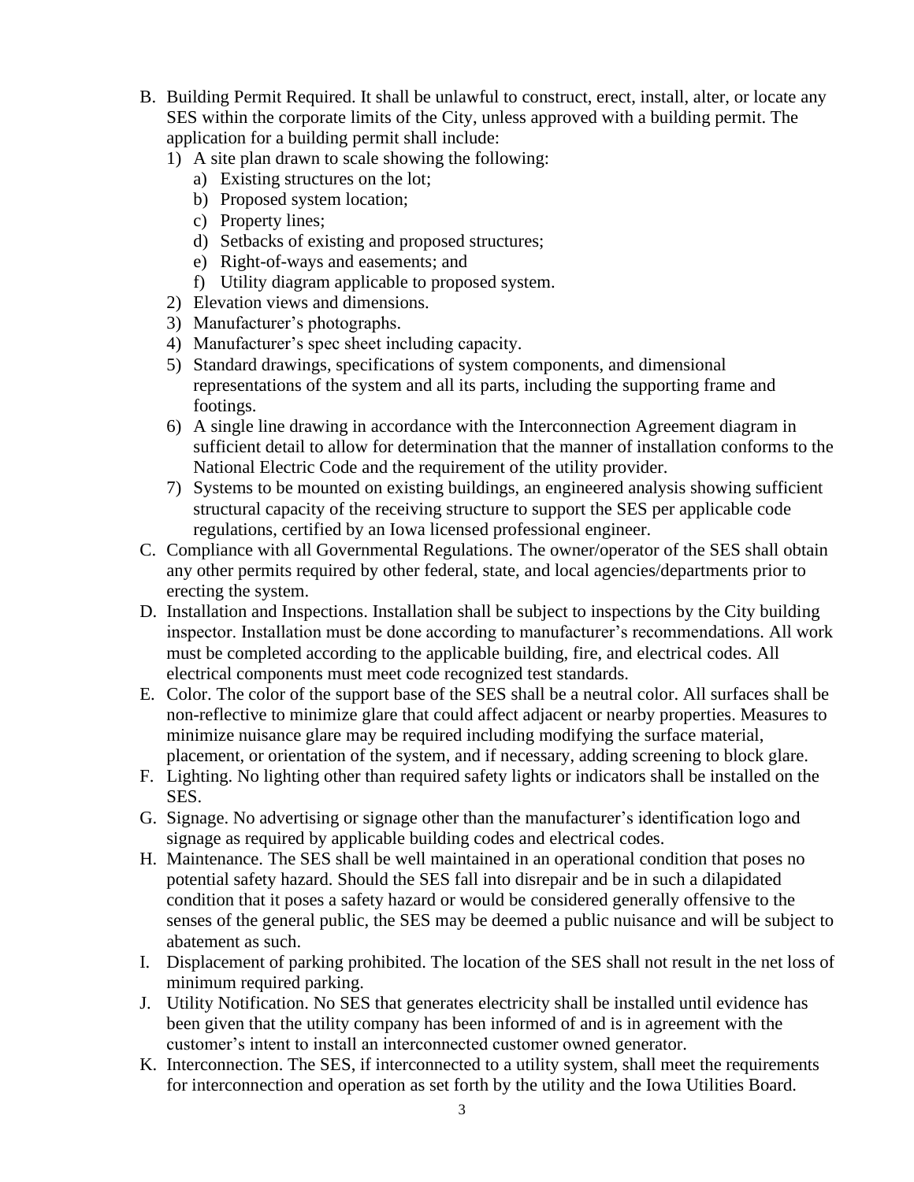B. Building Permit Required. It shall be unlawful to construct, erect, install, alter, or locate any SES within the corporate limits of the City, unless approved with a building permit. The application for a building permit shall include:
   1) A site plan drawn to scale showing the following:
      a) Existing structures on the lot;
      b) Proposed system location;
      c) Property lines;
      d) Setbacks of existing and proposed structures;
      e) Right-of-ways and easements; and
      f) Utility diagram applicable to proposed system.
   2) Elevation views and dimensions.
   3) Manufacturer's photographs.
   4) Manufacturer's spec sheet including capacity.
   5) Standard drawings, specifications of system components, and dimensional representations of the system and all its parts, including the supporting frame and footings.
   6) A single line drawing in accordance with the Interconnection Agreement diagram in sufficient detail to allow for determination that the manner of installation conforms to the National Electric Code and the requirement of the utility provider.
   7) Systems to be mounted on existing buildings, an engineered analysis showing sufficient structural capacity of the receiving structure to support the SES per applicable code regulations, certified by an Iowa licensed professional engineer.

C. Compliance with all Governmental Regulations. The owner/operator of the SES shall obtain any other permits required by other federal, state, and local agencies/departments prior to erecting the system.

D. Installation and Inspections. Installation shall be subject to inspections by the City building inspector. Installation must be done according to manufacturer's recommendations. All work must be completed according to the applicable building, fire, and electrical codes. All electrical components must meet code recognized test standards.

E. Color. The color of the support base of the SES shall be a neutral color. All surfaces shall be non-reflective to minimize glare that could affect adjacent or nearby properties. Measures to minimize nuisance glare may be required including modifying the surface material, placement, or orientation of the system, and if necessary, adding screening to block glare.

F. Lighting. No lighting other than required safety lights or indicators shall be installed on the SES.

G. Signage. No advertising or signage other than the manufacturer's identification logo and signage as required by applicable building codes and electrical codes.

H. Maintenance. The SES shall be well maintained in an operational condition that poses no potential safety hazard. Should the SES fall into disrepair and be in such a dilapidated condition that it poses a safety hazard or would be considered generally offensive to the senses of the general public, the SES may be deemed a public nuisance and will be subject to abatement as such.

I. Displacement of parking prohibited. The location of the SES shall not result in the net loss of minimum required parking.

J. Utility Notification. No SES that generates electricity shall be installed until evidence has been given that the utility company has been informed of and is in agreement with the customer's intent to install an interconnected customer owned generator.

K. Interconnection. The SES, if interconnected to a utility system, shall meet the requirements for interconnection and operation as set forth by the utility and the Iowa Utilities Board.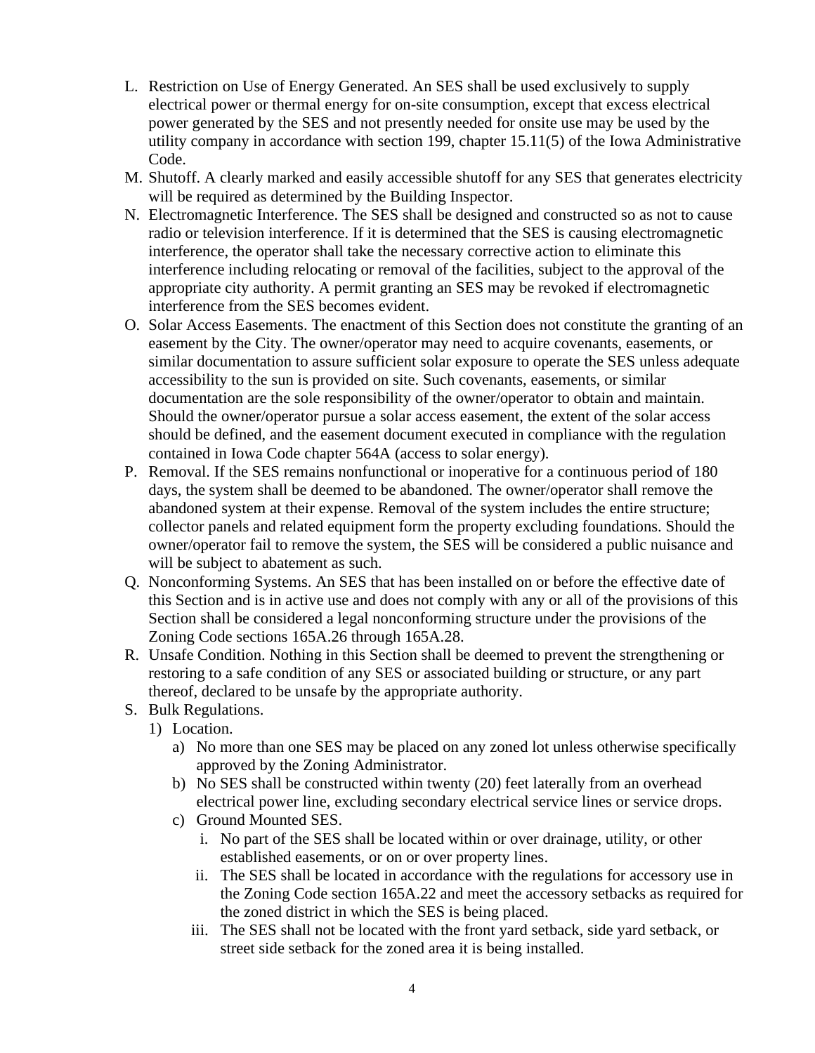L. Restriction on Use of Energy Generated. An SES shall be used exclusively to supply electrical power or thermal energy for on-site consumption, except that excess electrical power generated by the SES and not presently needed for onsite use may be used by the utility company in accordance with section 199, chapter 15.11(5) of the Iowa Administrative Code.

M. Shutoff. A clearly marked and easily accessible shutoff for any SES that generates electricity will be required as determined by the Building Inspector.

N. Electromagnetic Interference. The SES shall be designed and constructed so as not to cause radio or television interference. If it is determined that the SES is causing electromagnetic interference, the operator shall take the necessary corrective action to eliminate this interference including relocating or removal of the facilities, subject to the approval of the appropriate city authority. A permit granting an SES may be revoked if electromagnetic interference from the SES becomes evident.

O. Solar Access Easements. The enactment of this Section does not constitute the granting of an easement by the City. The owner/operator may need to acquire covenants, easements, or similar documentation to assure sufficient solar exposure to operate the SES unless adequate accessibility to the sun is provided on site. Such covenants, easements, or similar documentation are the sole responsibility of the owner/operator to obtain and maintain. Should the owner/operator pursue a solar access easement, the extent of the solar access should be defined, and the easement document executed in compliance with the regulation contained in Iowa Code chapter 564A (access to solar energy).

P. Removal. If the SES remains nonfunctional or inoperative for a continuous period of 180 days, the system shall be deemed to be abandoned. The owner/operator shall remove the abandoned system at their expense. Removal of the system includes the entire structure; collector panels and related equipment form the property excluding foundations. Should the owner/operator fail to remove the system, the SES will be considered a public nuisance and will be subject to abatement as such.

Q. Nonconforming Systems. An SES that has been installed on or before the effective date of this Section and is in active use and does not comply with any or all of the provisions of this Section shall be considered a legal nonconforming structure under the provisions of the Zoning Code sections 165A.26 through 165A.28.

R. Unsafe Condition. Nothing in this Section shall be deemed to prevent the strengthening or restoring to a safe condition of any SES or associated building or structure, or any part thereof, declared to be unsafe by the appropriate authority.

S. Bulk Regulations.
   1) Location.
      a) No more than one SES may be placed on any zoned lot unless otherwise specifically approved by the Zoning Administrator.
      b) No SES shall be constructed within twenty (20) feet laterally from an overhead electrical power line, excluding secondary electrical service lines or service drops.
      c) Ground Mounted SES.
         i. No part of the SES shall be located within or over drainage, utility, or other established easements, or on or over property lines.
         ii. The SES shall be located in accordance with the regulations for accessory use in the Zoning Code section 165A.22 and meet the accessory setbacks as required for the zoned district in which the SES is being placed.
         iii. The SES shall not be located with the front yard setback, side yard setback, or street side setback for the zoned area it is being installed.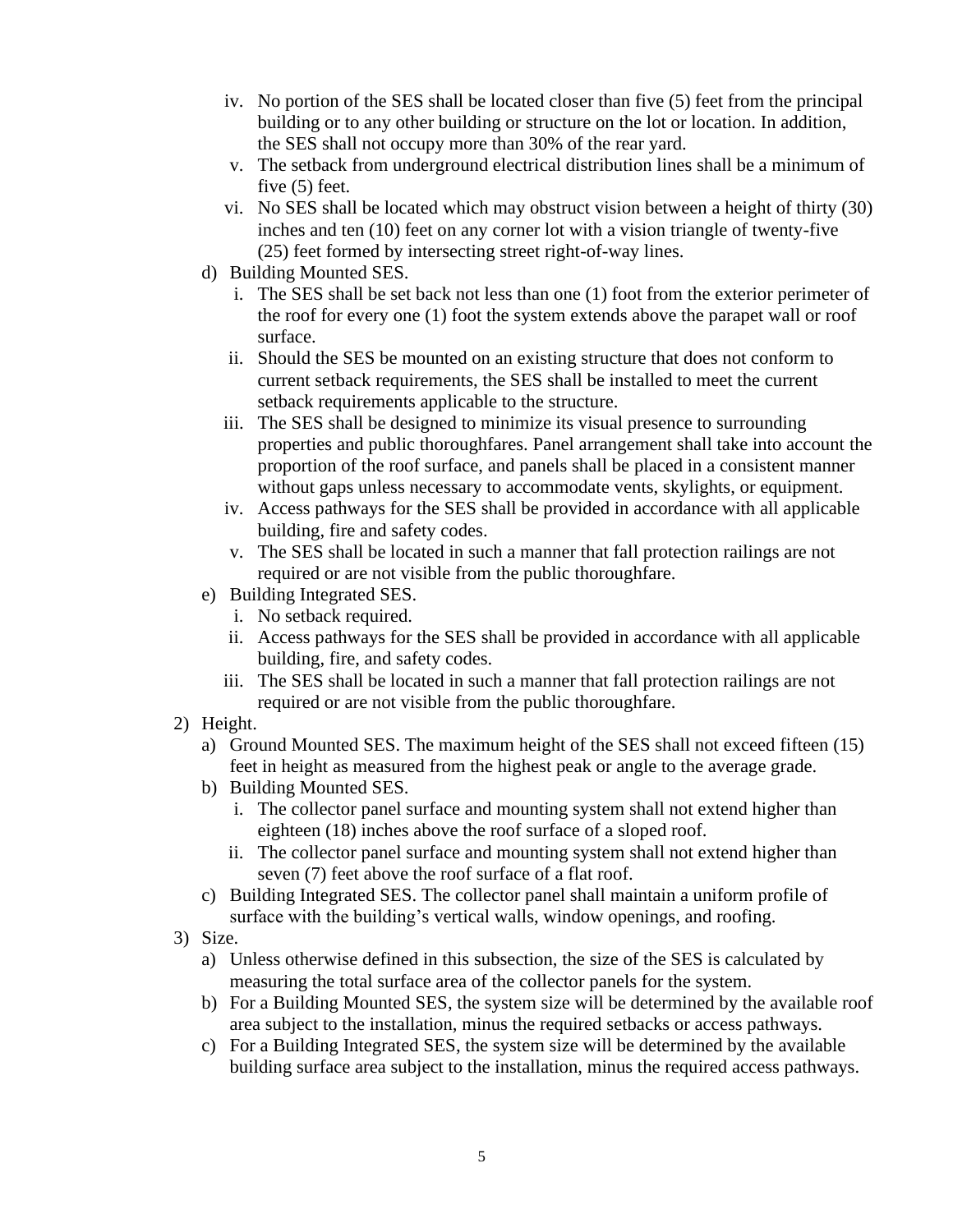iv. No portion of the SES shall be located closer than five (5) feet from the principal building or to any other building or structure on the lot or location. In addition, the SES shall not occupy more than 30% of the rear yard.
  v. The setback from underground electrical distribution lines shall be a minimum of five (5) feet.
  vi. No SES shall be located which may obstruct vision between a height of thirty (30) inches and ten (10) feet on any corner lot with a vision triangle of twenty-five (25) feet formed by intersecting street right-of-way lines.

d) Building Mounted SES.
  i. The SES shall be set back not less than one (1) foot from the exterior perimeter of the roof for every one (1) foot the system extends above the parapet wall or roof surface.
  ii. Should the SES be mounted on an existing structure that does not conform to current setback requirements, the SES shall be installed to meet the current setback requirements applicable to the structure.
  iii. The SES shall be designed to minimize its visual presence to surrounding properties and public thoroughfares. Panel arrangement shall take into account the proportion of the roof surface, and panels shall be placed in a consistent manner without gaps unless necessary to accommodate vents, skylights, or equipment.
  iv. Access pathways for the SES shall be provided in accordance with all applicable building, fire and safety codes.
  v. The SES shall be located in such a manner that fall protection railings are not required or are not visible from the public thoroughfare.

e) Building Integrated SES.
  i. No setback required.
  ii. Access pathways for the SES shall be provided in accordance with all applicable building, fire, and safety codes.
  iii. The SES shall be located in such a manner that fall protection railings are not required or are not visible from the public thoroughfare.

2) Height.
  a) Ground Mounted SES. The maximum height of the SES shall not exceed fifteen (15) feet in height as measured from the highest peak or angle to the average grade.
  b) Building Mounted SES.
    i. The collector panel surface and mounting system shall not extend higher than eighteen (18) inches above the roof surface of a sloped roof.
    ii. The collector panel surface and mounting system shall not extend higher than seven (7) feet above the roof surface of a flat roof.
  c) Building Integrated SES. The collector panel shall maintain a uniform profile of surface with the building's vertical walls, window openings, and roofing.

3) Size.
  a) Unless otherwise defined in this subsection, the size of the SES is calculated by measuring the total surface area of the collector panels for the system.
  b) For a Building Mounted SES, the system size will be determined by the available roof area subject to the installation, minus the required setbacks or access pathways.
  c) For a Building Integrated SES, the system size will be determined by the available building surface area subject to the installation, minus the required access pathways.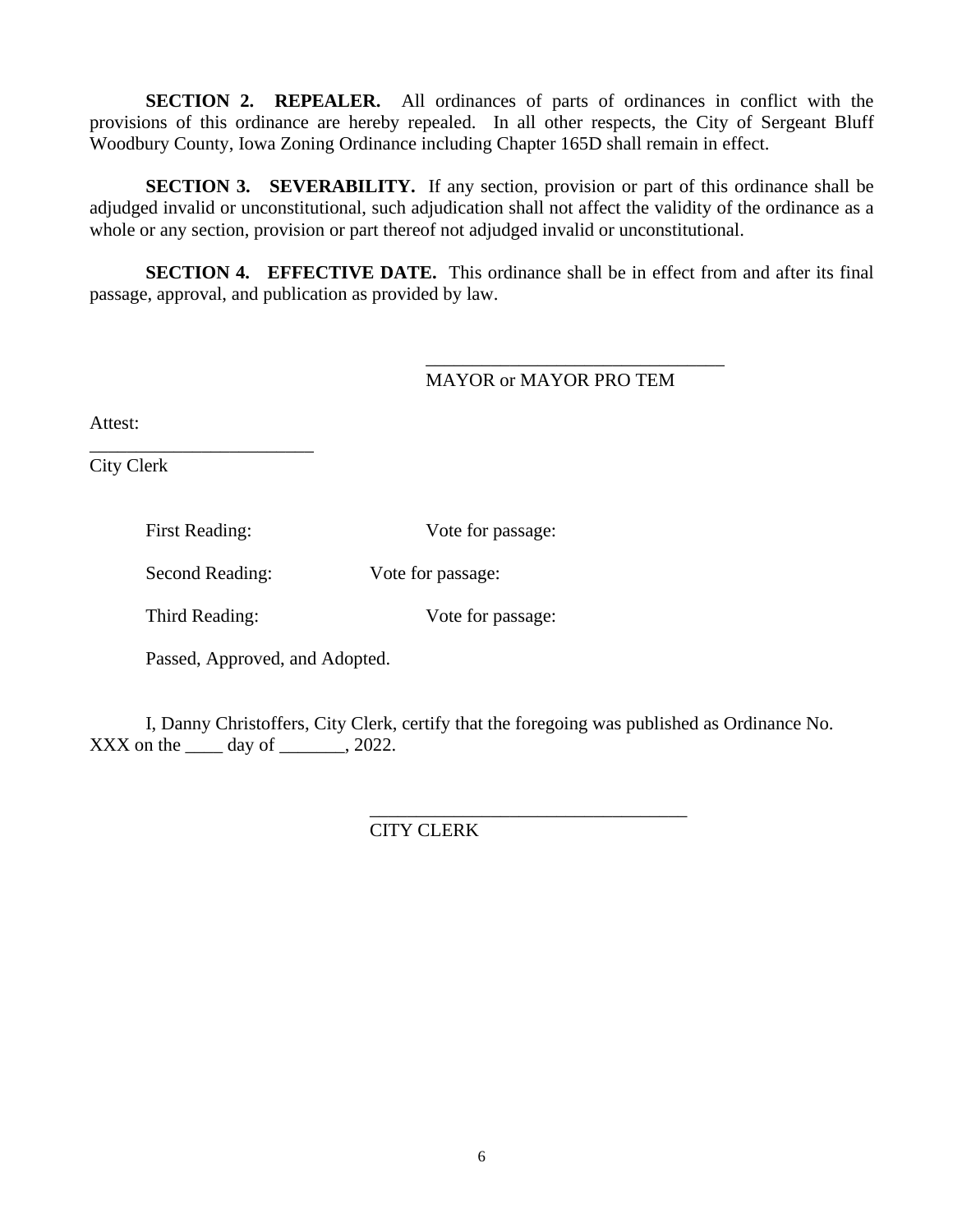**SECTION 2. REPEALER.** All ordinances of parts of ordinances in conflict with the provisions of this ordinance are hereby repealed. In all other respects, the City of Sergeant Bluff Woodbury County, Iowa Zoning Ordinance including Chapter 165D shall remain in effect.

**SECTION 3. SEVERABILITY.** If any section, provision or part of this ordinance shall be adjudged invalid or unconstitutional, such adjudication shall not affect the validity of the ordinance as a whole or any section, provision or part thereof not adjudged invalid or unconstitutional.

**SECTION 4. EFFECTIVE DATE.** This ordinance shall be in effect from and after its final passage, approval, and publication as provided by law.

________________________________
MAYOR or MAYOR PRO TEM

Attest:

________________________
City Clerk

First Reading: Vote for passage:

Second Reading: Vote for passage:

Third Reading: Vote for passage:

Passed, Approved, and Adopted.

I, Danny Christoffers, City Clerk, certify that the foregoing was published as Ordinance No. XXX on the ____ day of _______, 2022.

__________________________________
CITY CLERK